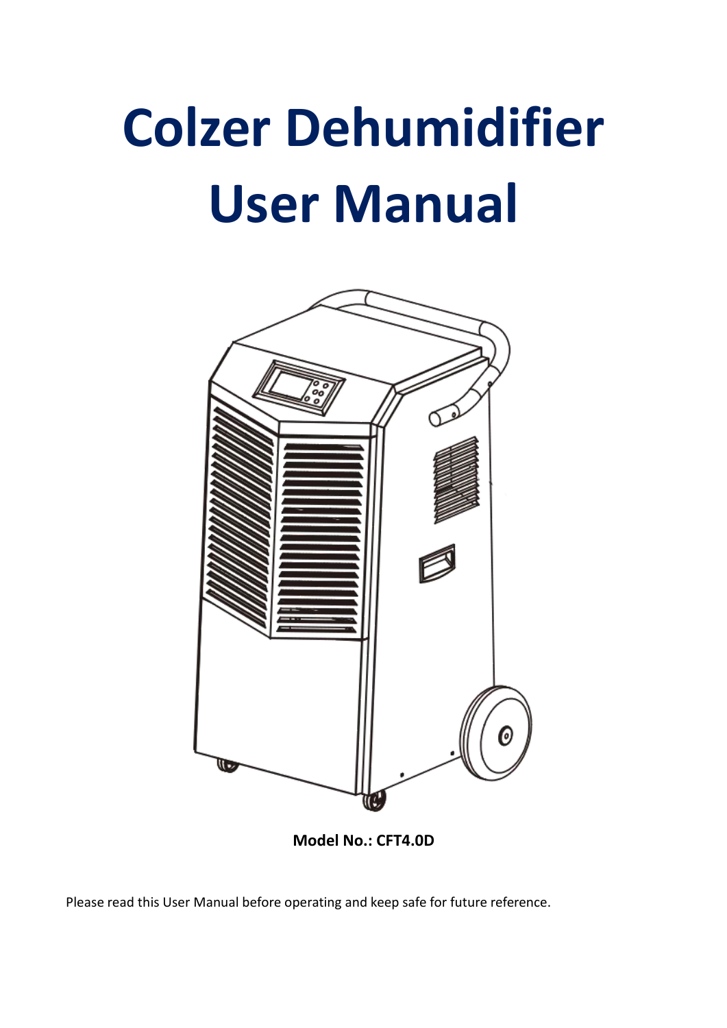# Colzer Dehumidifier User Manual

**Model No.: CFT4.0D**

Please read this User Manual before operating and keep safe for future reference.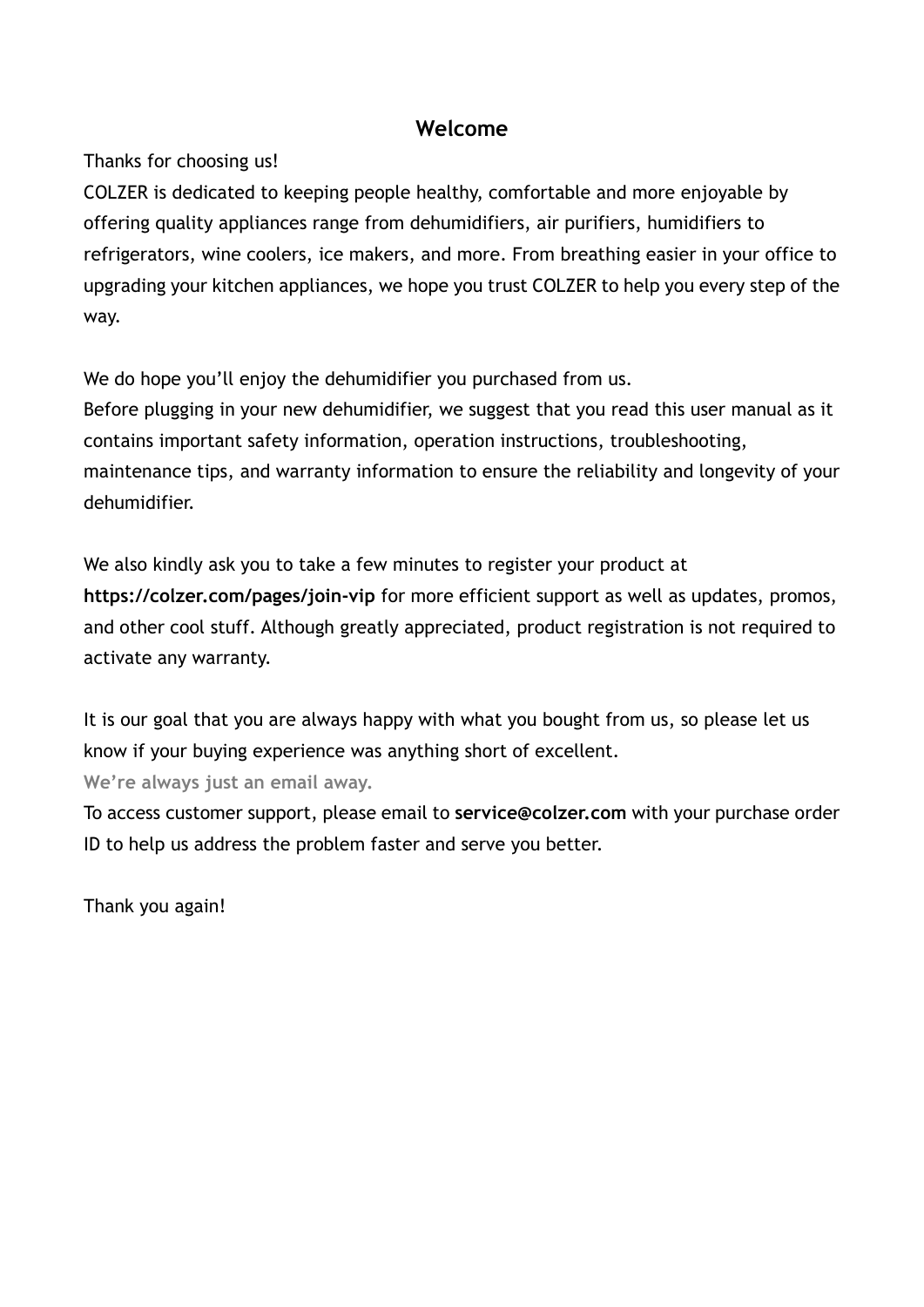## Welcome

Thanks for choosing us!

COLZER is dedicated to keeping people healthy, comfortable and more enjoyable by offering quality appliances range from dehumidifiers, air purifiers, humidifiers to refrigerators, wine coolers, ice makers, and more. From breathing easier in your office to upgrading your kitchen appliances, we hope you trust COLZER to help you every step of the way.

We do hope you'll enjoy the dehumidifier you purchased from us.

Before plugging in your new dehumidifier, we suggest that you read this user manual as it contains important safety information, operation instructions, troubleshooting, maintenance tips, and warranty information to ensure the reliability and longevity of your dehumidifier.

We also kindly ask you to take a few minutes to register your product at **https://colzer.com/pages/join-vip** for more efficient support as well as updates, promos, and other cool stuff. Although greatly appreciated, product registration is not required to activate any warranty.

It is our goal that you are always happy with what you bought from us, so please let us know if your buying experience was anything short of excellent.

**We're always just an email away.**

To access customer support, please email to **service@colzer.com** with your purchase order ID to help us address the problem faster and serve you better.

Thank you again!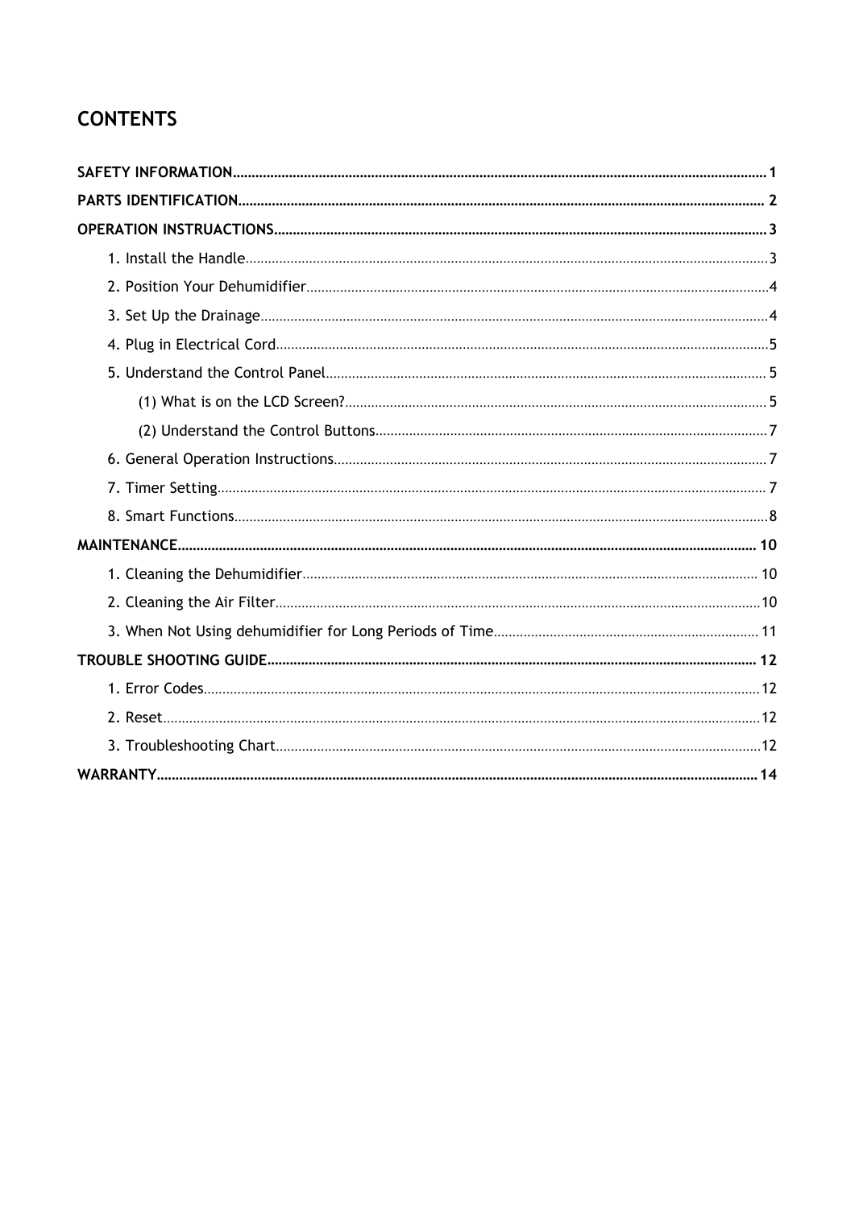# CONTENTS

**SAFETY INFORMATION**........................................................................................................................ 1

**PARTS IDENTIFICATION**..................................................................................................................... 2

**OPERATION INSTRUACTIONS**............................................................................................................ 3

- 1. Install the Handle........................................................................................................................ 3
- 2. Position Your Dehumidifier......................................................................................................... 4
- 3. Set Up the Drainage.................................................................................................................... 4
- 4. Plug in Electrical Cord................................................................................................................ 5
- 5. Understand the Control Panel..................................................................................................... 5
    - (1) What is on the LCD Screen?................................................................................................ 5
    - (2) Understand the Control Buttons.......................................................................................... 7
- 6. General Operation Instructions.................................................................................................. 7
- 7. Timer Setting.............................................................................................................................. 7
- 8. Smart Functions.......................................................................................................................... 8

**MAINTENANCE**.................................................................................................................................. 10

- 1. Cleaning the Dehumidifier........................................................................................................ 10
- 2. Cleaning the Air Filter............................................................................................................... 10
- 3. When Not Using dehumidifier for Long Periods of Time........................................................... 11

**TROUBLE SHOOTING GUIDE**............................................................................................................ 12

- 1. Error Codes............................................................................................................................... 12
- 2. Reset......................................................................................................................................... 12
- 3. Troubleshooting Chart.............................................................................................................. 12

**WARRANTY**....................................................................................................................................... 14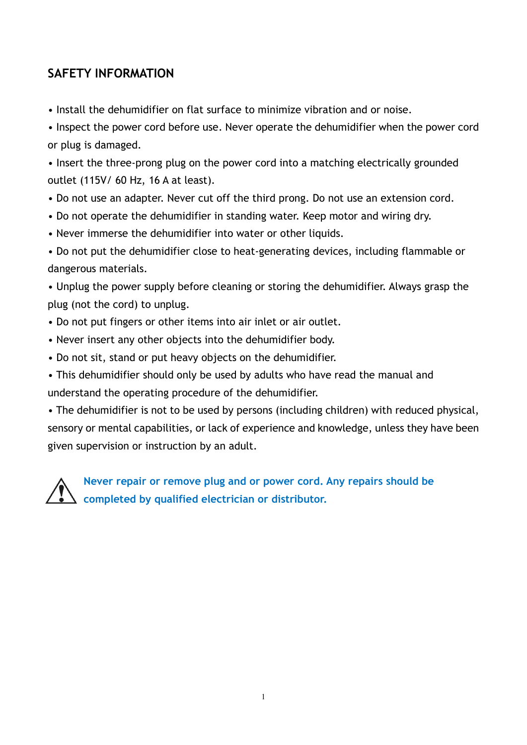## SAFETY INFORMATION

- Install the dehumidifier on flat surface to minimize vibration and or noise.
- Inspect the power cord before use. Never operate the dehumidifier when the power cord or plug is damaged.
- Insert the three-prong plug on the power cord into a matching electrically grounded outlet (115V/ 60 Hz, 16 A at least).
- Do not use an adapter. Never cut off the third prong. Do not use an extension cord.
- Do not operate the dehumidifier in standing water. Keep motor and wiring dry.
- Never immerse the dehumidifier into water or other liquids.
- Do not put the dehumidifier close to heat-generating devices, including flammable or dangerous materials.
- Unplug the power supply before cleaning or storing the dehumidifier. Always grasp the plug (not the cord) to unplug.
- Do not put fingers or other items into air inlet or air outlet.
- Never insert any other objects into the dehumidifier body.
- Do not sit, stand or put heavy objects on the dehumidifier.
- This dehumidifier should only be used by adults who have read the manual and understand the operating procedure of the dehumidifier.
- The dehumidifier is not to be used by persons (including children) with reduced physical, sensory or mental capabilities, or lack of experience and knowledge, unless they have been given supervision or instruction by an adult.

⚠ **Never repair or remove plug and or power cord. Any repairs should be completed by qualified electrician or distributor.**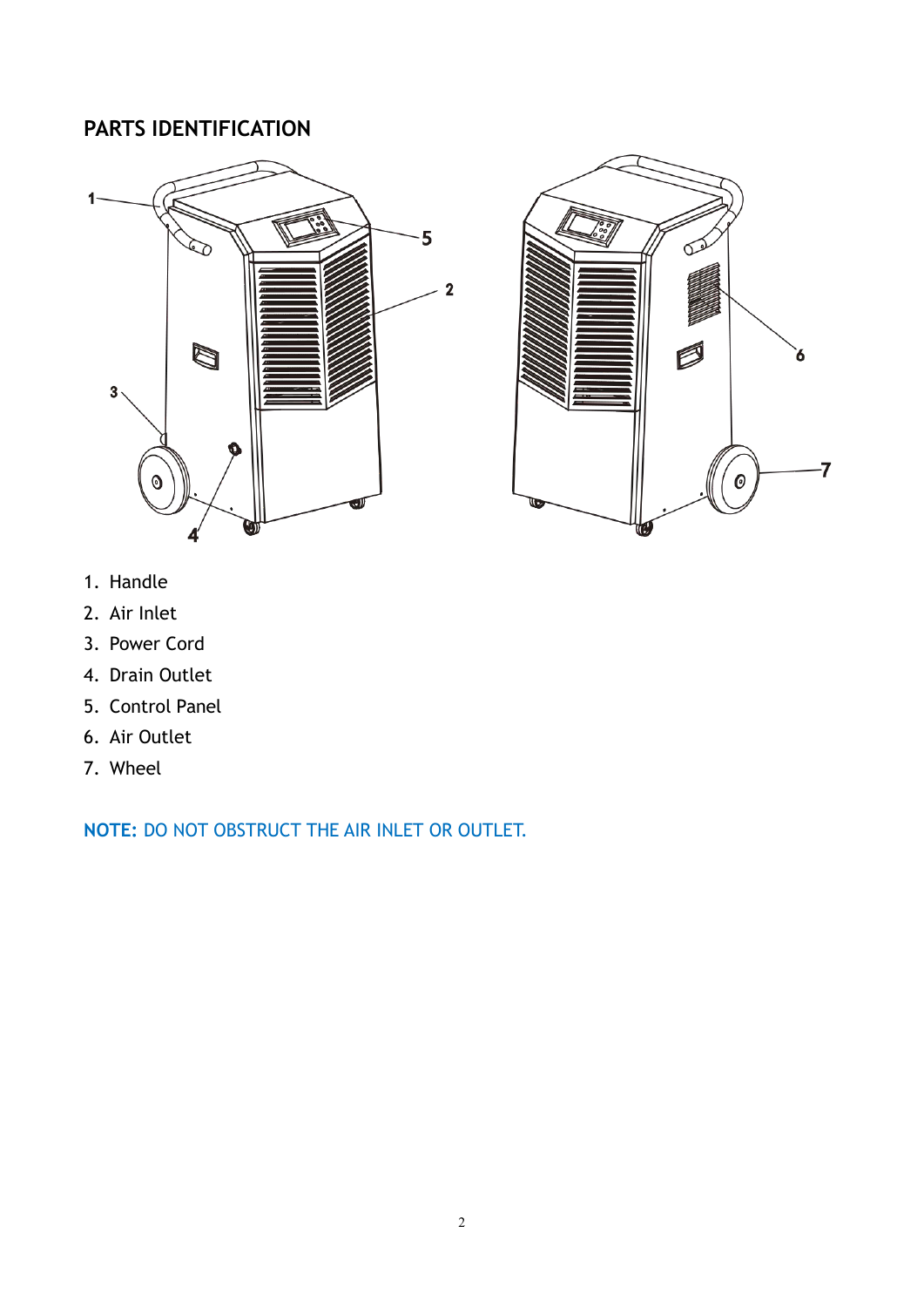## PARTS IDENTIFICATION

1. Handle
2. Air Inlet
3. Power Cord
4. Drain Outlet
5. Control Panel
6. Air Outlet
7. Wheel

**NOTE:** DO NOT OBSTRUCT THE AIR INLET OR OUTLET.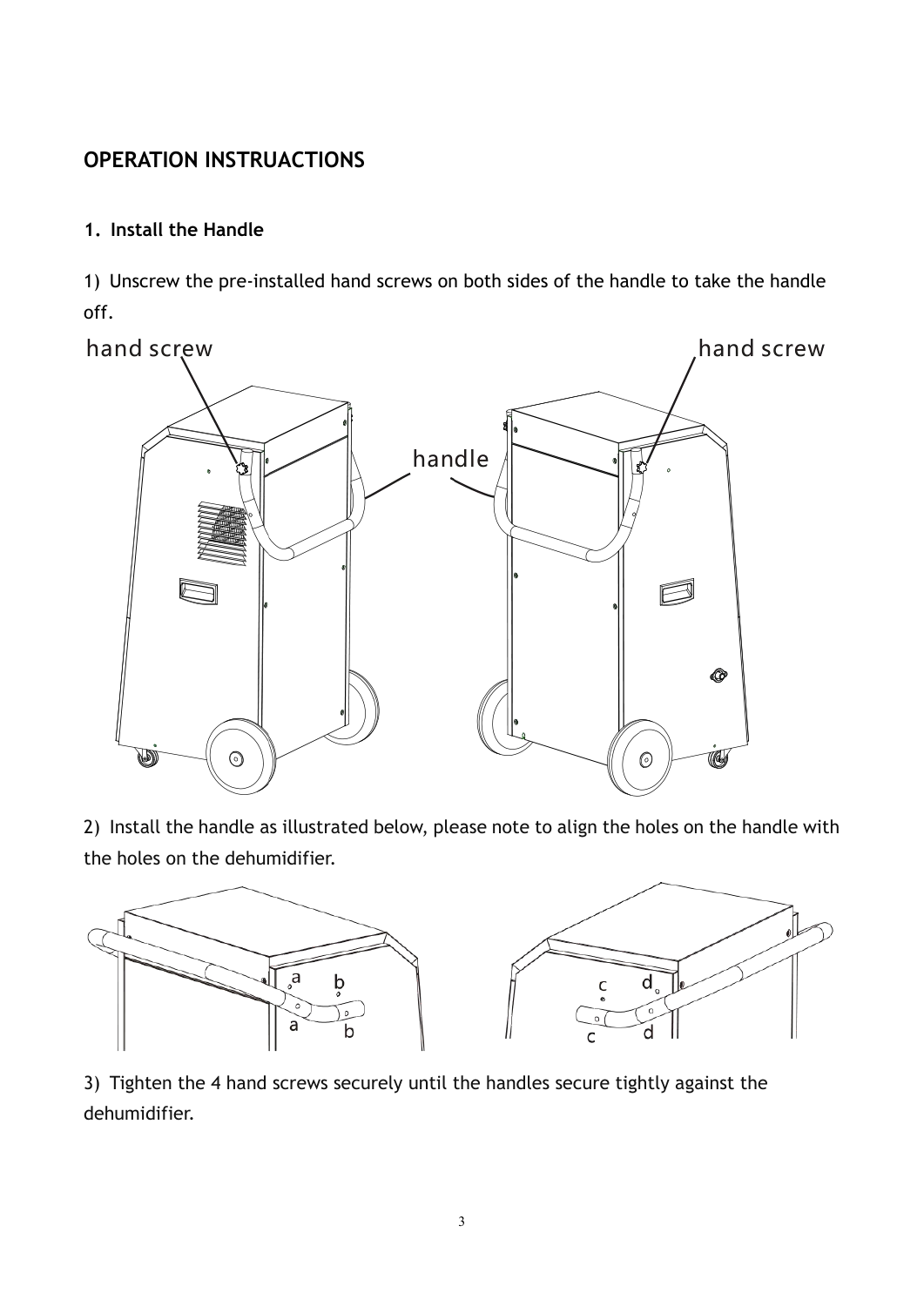## OPERATION INSTRUACTIONS

### 1. Install the Handle

1) Unscrew the pre-installed hand screws on both sides of the handle to take the handle off.

2) Install the handle as illustrated below, please note to align the holes on the handle with the holes on the dehumidifier.

3) Tighten the 4 hand screws securely until the handles secure tightly against the dehumidifier.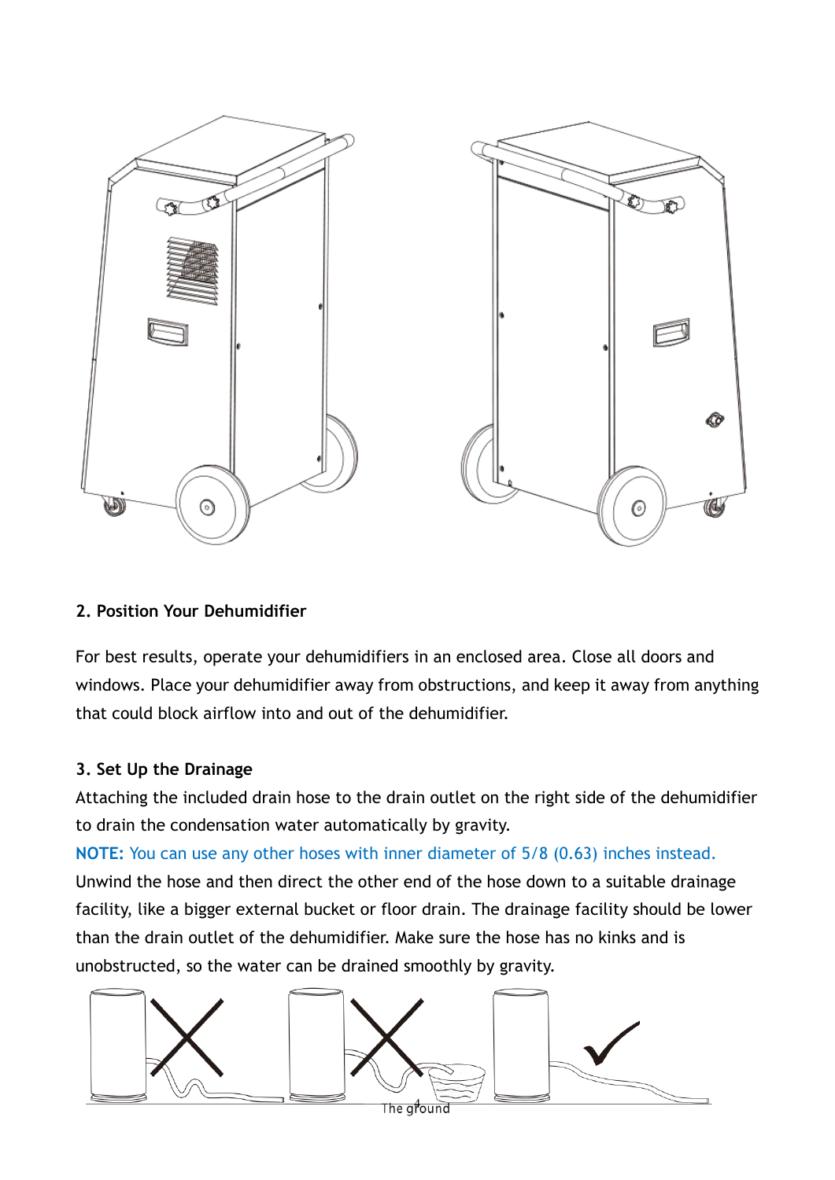**2. Position Your Dehumidifier**

For best results, operate your dehumidifiers in an enclosed area. Close all doors and windows. Place your dehumidifier away from obstructions, and keep it away from anything that could block airflow into and out of the dehumidifier.

**3. Set Up the Drainage**

Attaching the included drain hose to the drain outlet on the right side of the dehumidifier to drain the condensation water automatically by gravity.

**NOTE:** You can use any other hoses with inner diameter of 5/8 (0.63) inches instead.

Unwind the hose and then direct the other end of the hose down to a suitable drainage facility, like a bigger external bucket or floor drain. The drainage facility should be lower than the drain outlet of the dehumidifier. Make sure the hose has no kinks and is unobstructed, so the water can be drained smoothly by gravity.

The ground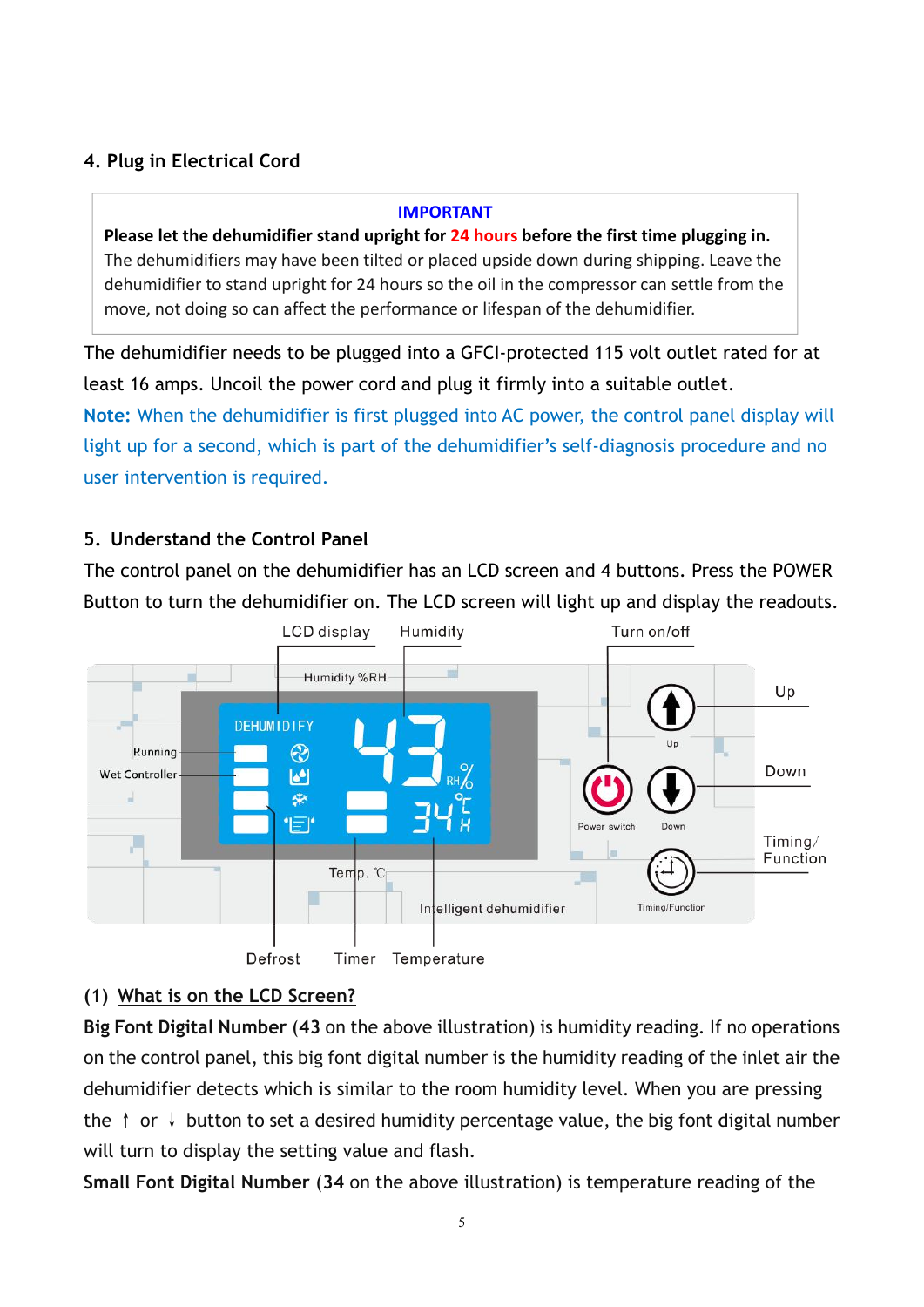## 4. Plug in Electrical Cord

> **IMPORTANT**
>
> **Please let the dehumidifier stand upright for 24 hours before the first time plugging in.**
> The dehumidifiers may have been tilted or placed upside down during shipping. Leave the dehumidifier to stand upright for 24 hours so the oil in the compressor can settle from the move, not doing so can affect the performance or lifespan of the dehumidifier.

The dehumidifier needs to be plugged into a GFCI-protected 115 volt outlet rated for at least 16 amps. Uncoil the power cord and plug it firmly into a suitable outlet.

**Note:** When the dehumidifier is first plugged into AC power, the control panel display will light up for a second, which is part of the dehumidifier's self-diagnosis procedure and no user intervention is required.

## 5. Understand the Control Panel

The control panel on the dehumidifier has an LCD screen and 4 buttons. Press the POWER Button to turn the dehumidifier on. The LCD screen will light up and display the readouts.

LCD display, Humidity, Turn on/off, Up, Down, Timing/Function, Running, Wet Controller, Defrost, Timer, Temperature

### (1) What is on the LCD Screen?

**Big Font Digital Number** (**43** on the above illustration) is humidity reading. If no operations on the control panel, this big font digital number is the humidity reading of the inlet air the dehumidifier detects which is similar to the room humidity level. When you are pressing the ↑ or ↓ button to set a desired humidity percentage value, the big font digital number will turn to display the setting value and flash.

**Small Font Digital Number** (**34** on the above illustration) is temperature reading of the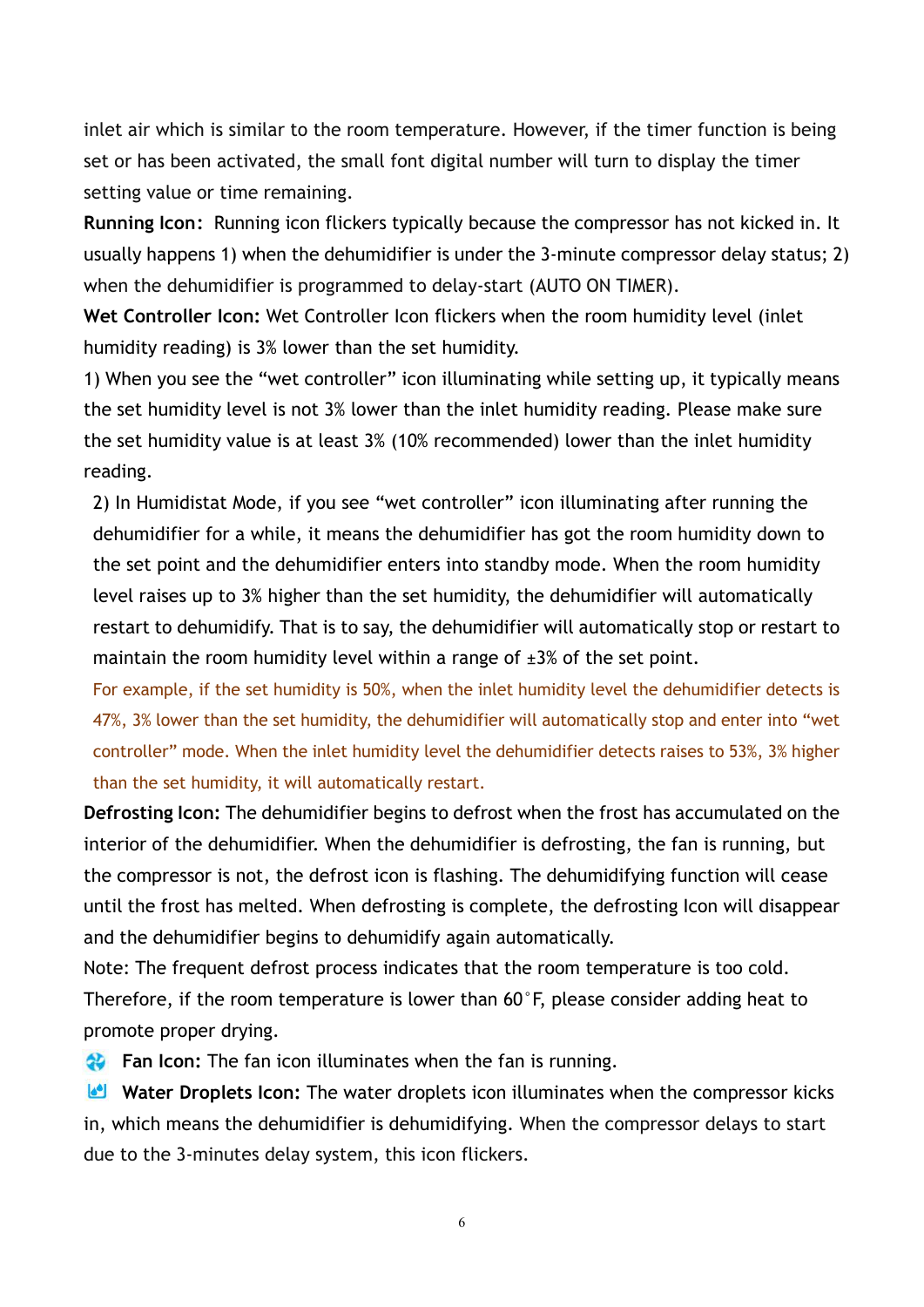inlet air which is similar to the room temperature. However, if the timer function is being set or has been activated, the small font digital number will turn to display the timer setting value or time remaining.

**Running Icon:** Running icon flickers typically because the compressor has not kicked in. It usually happens 1) when the dehumidifier is under the 3-minute compressor delay status; 2) when the dehumidifier is programmed to delay-start (AUTO ON TIMER).

**Wet Controller Icon:** Wet Controller Icon flickers when the room humidity level (inlet humidity reading) is 3% lower than the set humidity.

1) When you see the "wet controller" icon illuminating while setting up, it typically means the set humidity level is not 3% lower than the inlet humidity reading. Please make sure the set humidity value is at least 3% (10% recommended) lower than the inlet humidity reading.

2) In Humidistat Mode, if you see "wet controller" icon illuminating after running the dehumidifier for a while, it means the dehumidifier has got the room humidity down to the set point and the dehumidifier enters into standby mode. When the room humidity level raises up to 3% higher than the set humidity, the dehumidifier will automatically restart to dehumidify. That is to say, the dehumidifier will automatically stop or restart to maintain the room humidity level within a range of ±3% of the set point.

For example, if the set humidity is 50%, when the inlet humidity level the dehumidifier detects is 47%, 3% lower than the set humidity, the dehumidifier will automatically stop and enter into "wet controller" mode. When the inlet humidity level the dehumidifier detects raises to 53%, 3% higher than the set humidity, it will automatically restart.

**Defrosting Icon:** The dehumidifier begins to defrost when the frost has accumulated on the interior of the dehumidifier. When the dehumidifier is defrosting, the fan is running, but the compressor is not, the defrost icon is flashing. The dehumidifying function will cease until the frost has melted. When defrosting is complete, the defrosting Icon will disappear and the dehumidifier begins to dehumidify again automatically.

Note: The frequent defrost process indicates that the room temperature is too cold. Therefore, if the room temperature is lower than 60°F, please consider adding heat to promote proper drying.

**Fan Icon:** The fan icon illuminates when the fan is running.

**Water Droplets Icon:** The water droplets icon illuminates when the compressor kicks in, which means the dehumidifier is dehumidifying. When the compressor delays to start due to the 3-minutes delay system, this icon flickers.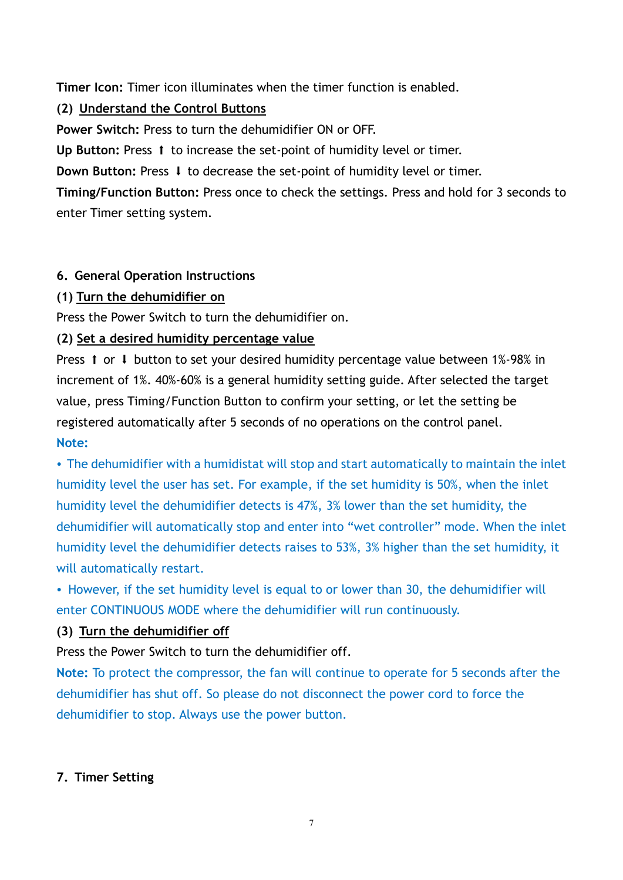**Timer Icon:** Timer icon illuminates when the timer function is enabled.

**(2) Understand the Control Buttons**

**Power Switch:** Press to turn the dehumidifier ON or OFF.

**Up Button:** Press ⬆ to increase the set-point of humidity level or timer.

**Down Button:** Press ⬇ to decrease the set-point of humidity level or timer.

**Timing/Function Button:** Press once to check the settings. Press and hold for 3 seconds to enter Timer setting system.

## 6. General Operation Instructions

**(1) Turn the dehumidifier on**

Press the Power Switch to turn the dehumidifier on.

**(2) Set a desired humidity percentage value**

Press ⬆ or ⬇ button to set your desired humidity percentage value between 1%-98% in increment of 1%. 40%-60% is a general humidity setting guide. After selected the target value, press Timing/Function Button to confirm your setting, or let the setting be registered automatically after 5 seconds of no operations on the control panel.

**Note:**

- The dehumidifier with a humidistat will stop and start automatically to maintain the inlet humidity level the user has set. For example, if the set humidity is 50%, when the inlet humidity level the dehumidifier detects is 47%, 3% lower than the set humidity, the dehumidifier will automatically stop and enter into "wet controller" mode. When the inlet humidity level the dehumidifier detects raises to 53%, 3% higher than the set humidity, it will automatically restart.
- However, if the set humidity level is equal to or lower than 30, the dehumidifier will enter CONTINUOUS MODE where the dehumidifier will run continuously.

**(3) Turn the dehumidifier off**

Press the Power Switch to turn the dehumidifier off.

**Note:** To protect the compressor, the fan will continue to operate for 5 seconds after the dehumidifier has shut off. So please do not disconnect the power cord to force the dehumidifier to stop. Always use the power button.

## 7. Timer Setting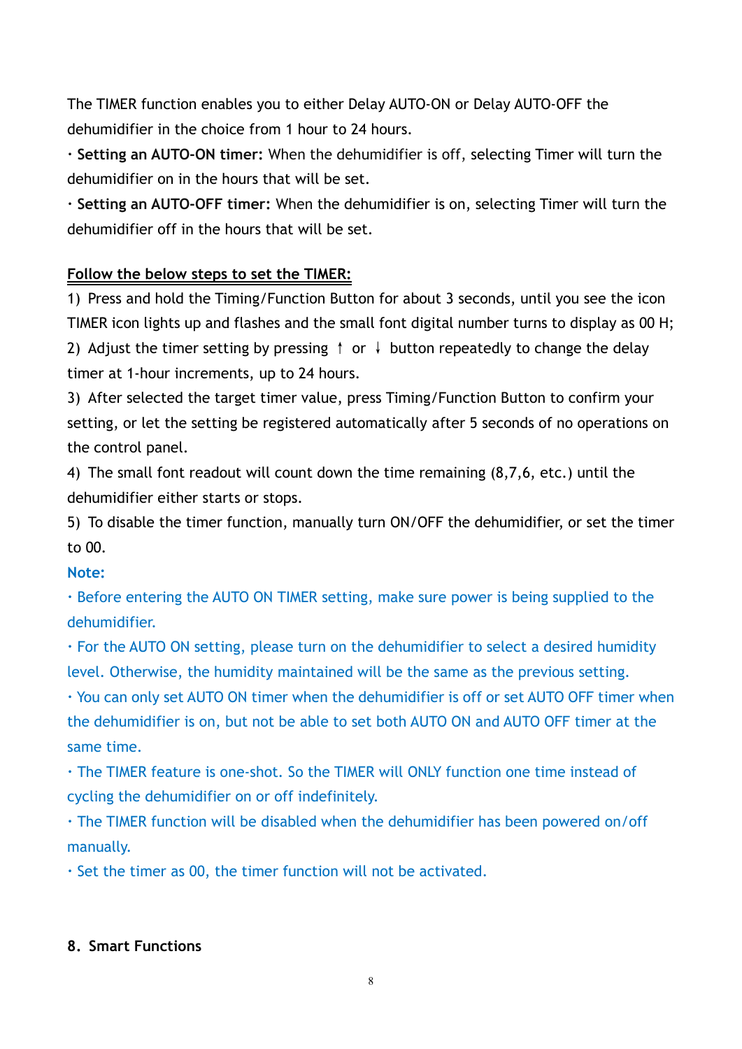The TIMER function enables you to either Delay AUTO-ON or Delay AUTO-OFF the dehumidifier in the choice from 1 hour to 24 hours.

· **Setting an AUTO-ON timer:** When the dehumidifier is off, selecting Timer will turn the dehumidifier on in the hours that will be set.

· **Setting an AUTO-OFF timer:** When the dehumidifier is on, selecting Timer will turn the dehumidifier off in the hours that will be set.

**Follow the below steps to set the TIMER:**

1) Press and hold the Timing/Function Button for about 3 seconds, until you see the icon TIMER icon lights up and flashes and the small font digital number turns to display as 00 H;
2) Adjust the timer setting by pressing ↑ or ↓ button repeatedly to change the delay timer at 1-hour increments, up to 24 hours.
3) After selected the target timer value, press Timing/Function Button to confirm your setting, or let the setting be registered automatically after 5 seconds of no operations on the control panel.
4) The small font readout will count down the time remaining (8,7,6, etc.) until the dehumidifier either starts or stops.
5) To disable the timer function, manually turn ON/OFF the dehumidifier, or set the timer to 00.

**Note:**

· Before entering the AUTO ON TIMER setting, make sure power is being supplied to the dehumidifier.

· For the AUTO ON setting, please turn on the dehumidifier to select a desired humidity level. Otherwise, the humidity maintained will be the same as the previous setting.

· You can only set AUTO ON timer when the dehumidifier is off or set AUTO OFF timer when the dehumidifier is on, but not be able to set both AUTO ON and AUTO OFF timer at the same time.

· The TIMER feature is one-shot. So the TIMER will ONLY function one time instead of cycling the dehumidifier on or off indefinitely.

· The TIMER function will be disabled when the dehumidifier has been powered on/off manually.

· Set the timer as 00, the timer function will not be activated.

## 8. Smart Functions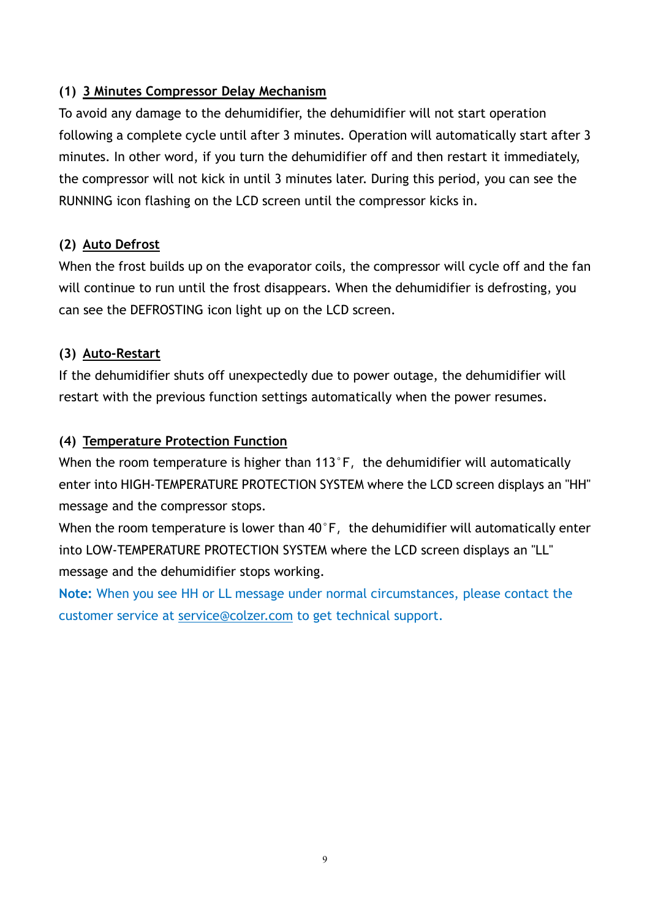**(1) 3 Minutes Compressor Delay Mechanism**

To avoid any damage to the dehumidifier, the dehumidifier will not start operation following a complete cycle until after 3 minutes. Operation will automatically start after 3 minutes. In other word, if you turn the dehumidifier off and then restart it immediately, the compressor will not kick in until 3 minutes later. During this period, you can see the RUNNING icon flashing on the LCD screen until the compressor kicks in.

**(2) Auto Defrost**

When the frost builds up on the evaporator coils, the compressor will cycle off and the fan will continue to run until the frost disappears. When the dehumidifier is defrosting, you can see the DEFROSTING icon light up on the LCD screen.

**(3) Auto-Restart**

If the dehumidifier shuts off unexpectedly due to power outage, the dehumidifier will restart with the previous function settings automatically when the power resumes.

**(4) Temperature Protection Function**

When the room temperature is higher than 113°F, the dehumidifier will automatically enter into HIGH-TEMPERATURE PROTECTION SYSTEM where the LCD screen displays an "HH" message and the compressor stops.

When the room temperature is lower than 40°F, the dehumidifier will automatically enter into LOW-TEMPERATURE PROTECTION SYSTEM where the LCD screen displays an "LL" message and the dehumidifier stops working.

**Note:** When you see HH or LL message under normal circumstances, please contact the customer service at service@colzer.com to get technical support.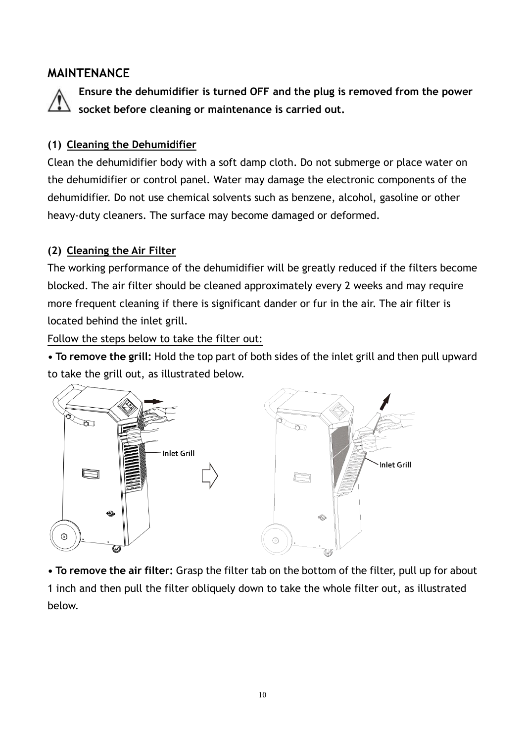## MAINTENANCE

**Ensure the dehumidifier is turned OFF and the plug is removed from the power socket before cleaning or maintenance is carried out.**

**(1) Cleaning the Dehumidifier**

Clean the dehumidifier body with a soft damp cloth. Do not submerge or place water on the dehumidifier or control panel. Water may damage the electronic components of the dehumidifier. Do not use chemical solvents such as benzene, alcohol, gasoline or other heavy-duty cleaners. The surface may become damaged or deformed.

**(2) Cleaning the Air Filter**

The working performance of the dehumidifier will be greatly reduced if the filters become blocked. The air filter should be cleaned approximately every 2 weeks and may require more frequent cleaning if there is significant dander or fur in the air. The air filter is located behind the inlet grill.

Follow the steps below to take the filter out:

• **To remove the grill:** Hold the top part of both sides of the inlet grill and then pull upward to take the grill out, as illustrated below.

Inlet Grill

Inlet Grill

• **To remove the air filter:** Grasp the filter tab on the bottom of the filter, pull up for about 1 inch and then pull the filter obliquely down to take the whole filter out, as illustrated below.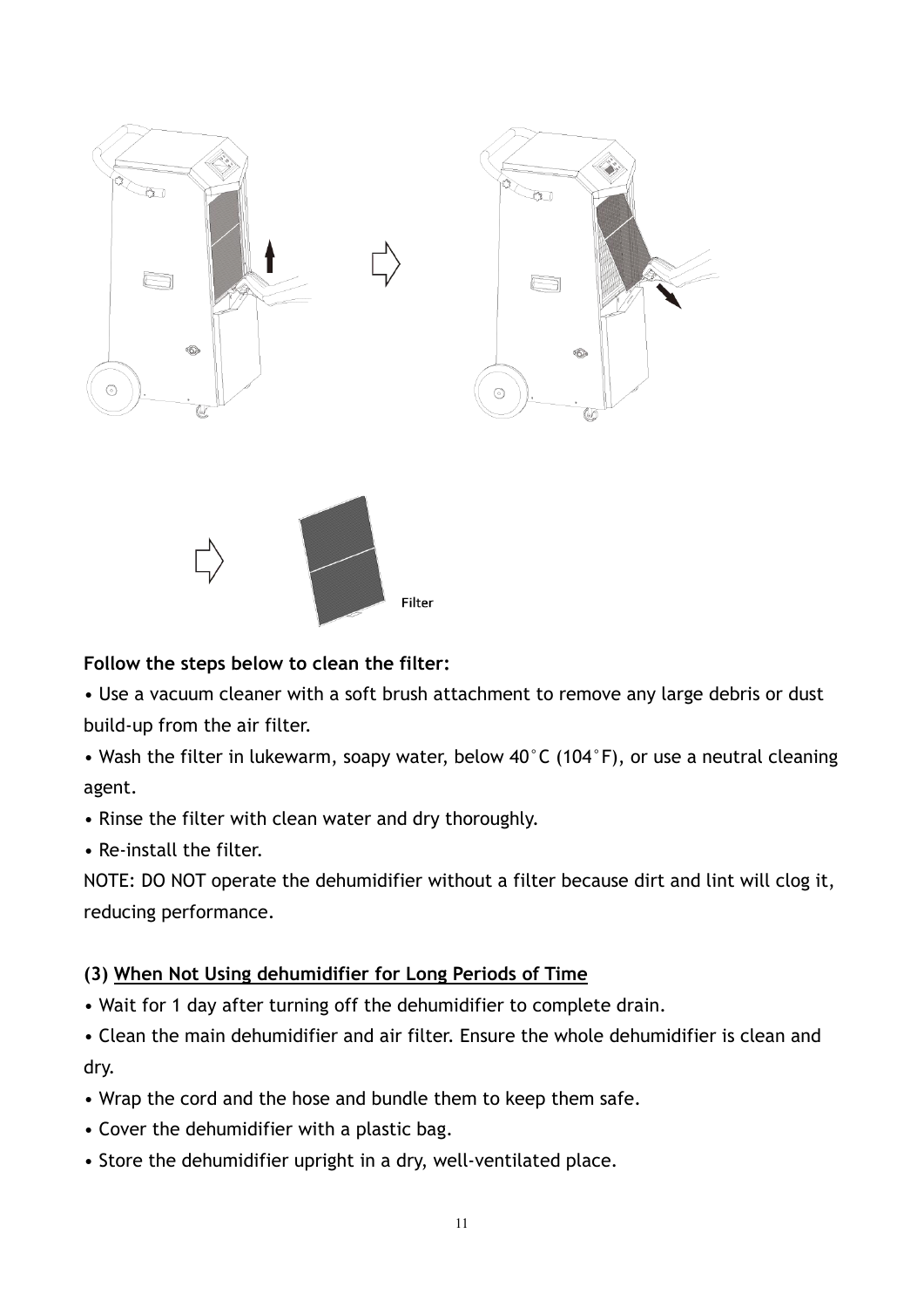Filter

**Follow the steps below to clean the filter:**

- Use a vacuum cleaner with a soft brush attachment to remove any large debris or dust build-up from the air filter.
- Wash the filter in lukewarm, soapy water, below 40°C (104°F), or use a neutral cleaning agent.
- Rinse the filter with clean water and dry thoroughly.
- Re-install the filter.

NOTE: DO NOT operate the dehumidifier without a filter because dirt and lint will clog it, reducing performance.

**(3) When Not Using dehumidifier for Long Periods of Time**

- Wait for 1 day after turning off the dehumidifier to complete drain.
- Clean the main dehumidifier and air filter. Ensure the whole dehumidifier is clean and dry.
- Wrap the cord and the hose and bundle them to keep them safe.
- Cover the dehumidifier with a plastic bag.
- Store the dehumidifier upright in a dry, well-ventilated place.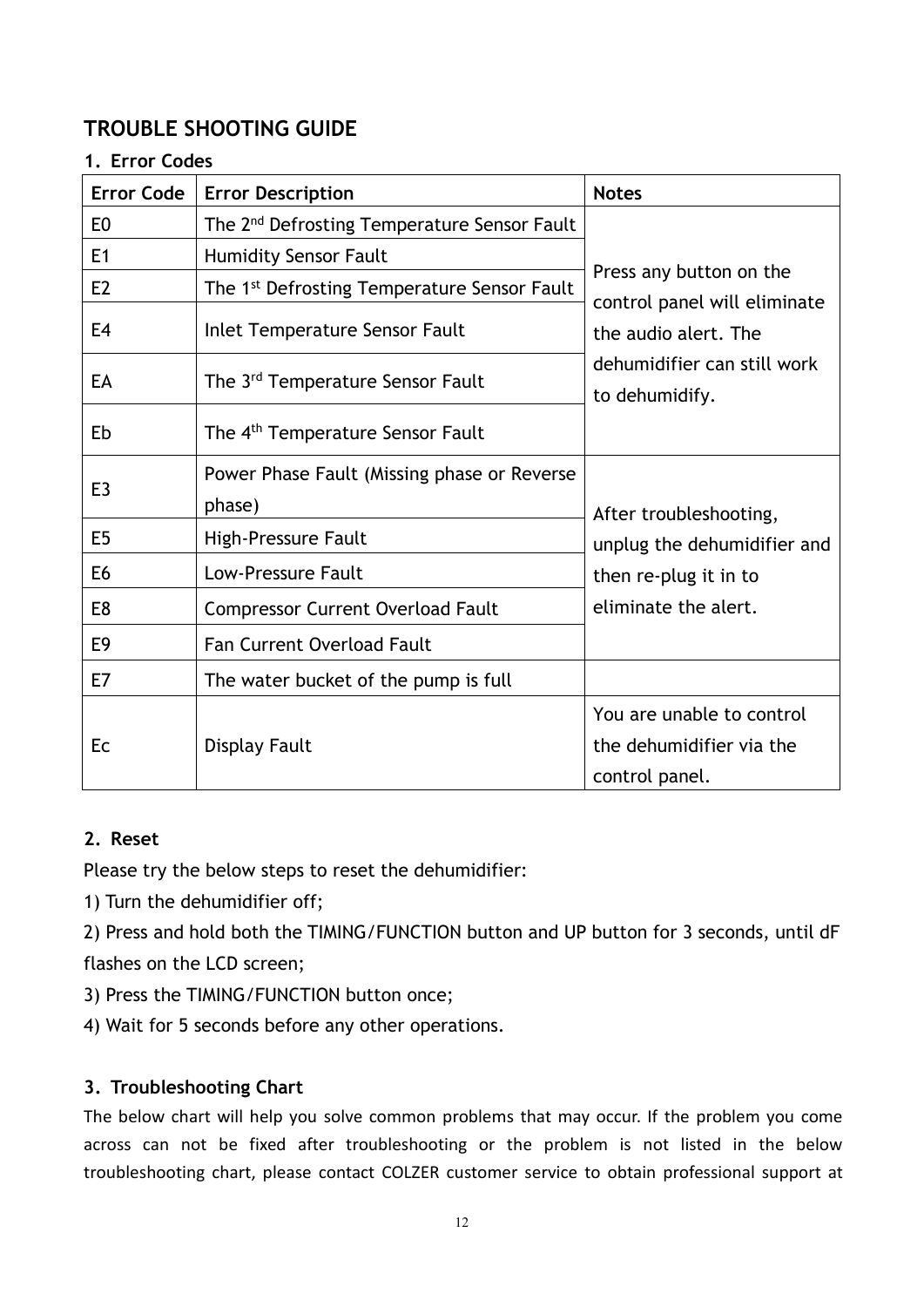## TROUBLE SHOOTING GUIDE

### 1. Error Codes

| Error Code | Error Description | Notes |
|---|---|---|
| E0 | The 2nd Defrosting Temperature Sensor Fault | Press any button on the control panel will eliminate the audio alert. The dehumidifier can still work to dehumidify. |
| E1 | Humidity Sensor Fault | |
| E2 | The 1st Defrosting Temperature Sensor Fault | |
| E4 | Inlet Temperature Sensor Fault | |
| EA | The 3rd Temperature Sensor Fault | |
| Eb | The 4th Temperature Sensor Fault | |
| E3 | Power Phase Fault (Missing phase or Reverse phase) | After troubleshooting, unplug the dehumidifier and then re-plug it in to eliminate the alert. |
| E5 | High-Pressure Fault | |
| E6 | Low-Pressure Fault | |
| E8 | Compressor Current Overload Fault | |
| E9 | Fan Current Overload Fault | |
| E7 | The water bucket of the pump is full | |
| Ec | Display Fault | You are unable to control the dehumidifier via the control panel. |

### 2. Reset

Please try the below steps to reset the dehumidifier:

1) Turn the dehumidifier off;

2) Press and hold both the TIMING/FUNCTION button and UP button for 3 seconds, until dF flashes on the LCD screen;

3) Press the TIMING/FUNCTION button once;

4) Wait for 5 seconds before any other operations.

### 3. Troubleshooting Chart

The below chart will help you solve common problems that may occur. If the problem you come across can not be fixed after troubleshooting or the problem is not listed in the below troubleshooting chart, please contact COLZER customer service to obtain professional support at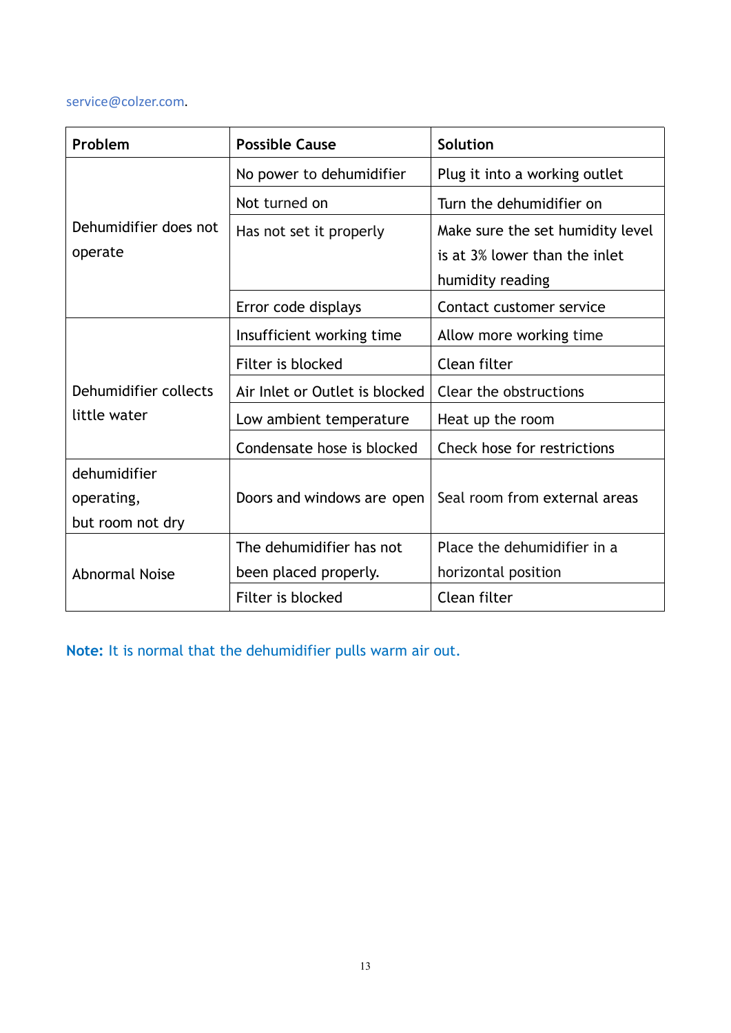service@colzer.com.

| Problem | Possible Cause | Solution |
| --- | --- | --- |
| Dehumidifier does not operate | No power to dehumidifier | Plug it into a working outlet |
| | Not turned on | Turn the dehumidifier on |
| | Has not set it properly | Make sure the set humidity level is at 3% lower than the inlet humidity reading |
| | Error code displays | Contact customer service |
| Dehumidifier collects little water | Insufficient working time | Allow more working time |
| | Filter is blocked | Clean filter |
| | Air Inlet or Outlet is blocked | Clear the obstructions |
| | Low ambient temperature | Heat up the room |
| | Condensate hose is blocked | Check hose for restrictions |
| dehumidifier operating, but room not dry | Doors and windows are open | Seal room from external areas |
| Abnormal Noise | The dehumidifier has not been placed properly. | Place the dehumidifier in a horizontal position |
| | Filter is blocked | Clean filter |

**Note:** It is normal that the dehumidifier pulls warm air out.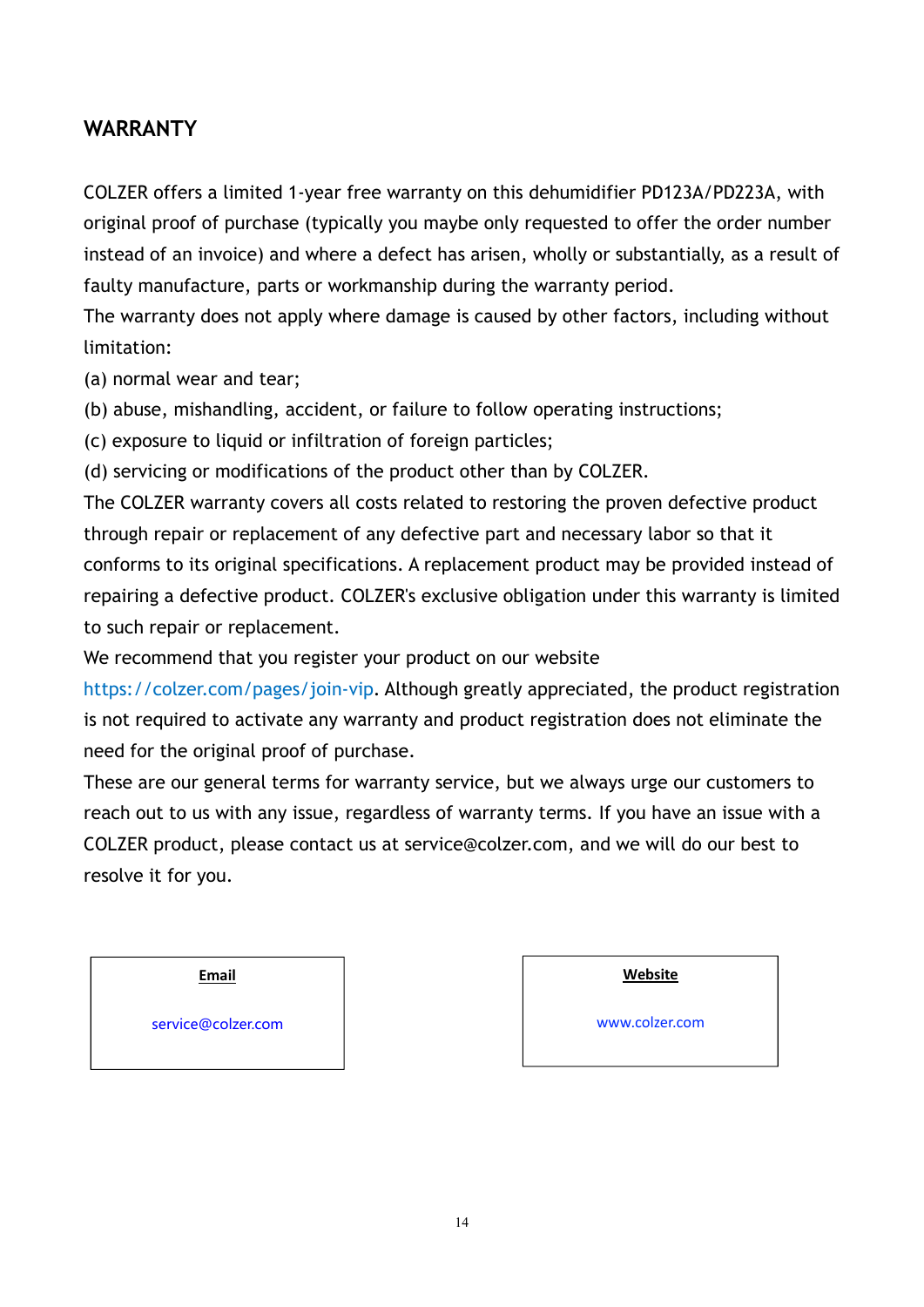## WARRANTY

COLZER offers a limited 1-year free warranty on this dehumidifier PD123A/PD223A, with original proof of purchase (typically you maybe only requested to offer the order number instead of an invoice) and where a defect has arisen, wholly or substantially, as a result of faulty manufacture, parts or workmanship during the warranty period.

The warranty does not apply where damage is caused by other factors, including without limitation:

(a) normal wear and tear;

(b) abuse, mishandling, accident, or failure to follow operating instructions;

(c) exposure to liquid or infiltration of foreign particles;

(d) servicing or modifications of the product other than by COLZER.

The COLZER warranty covers all costs related to restoring the proven defective product through repair or replacement of any defective part and necessary labor so that it conforms to its original specifications. A replacement product may be provided instead of repairing a defective product. COLZER's exclusive obligation under this warranty is limited to such repair or replacement.

We recommend that you register your product on our website https://colzer.com/pages/join-vip. Although greatly appreciated, the product registration is not required to activate any warranty and product registration does not eliminate the need for the original proof of purchase.

These are our general terms for warranty service, but we always urge our customers to reach out to us with any issue, regardless of warranty terms. If you have an issue with a COLZER product, please contact us at service@colzer.com, and we will do our best to resolve it for you.

**Email**

service@colzer.com

**Website**

www.colzer.com